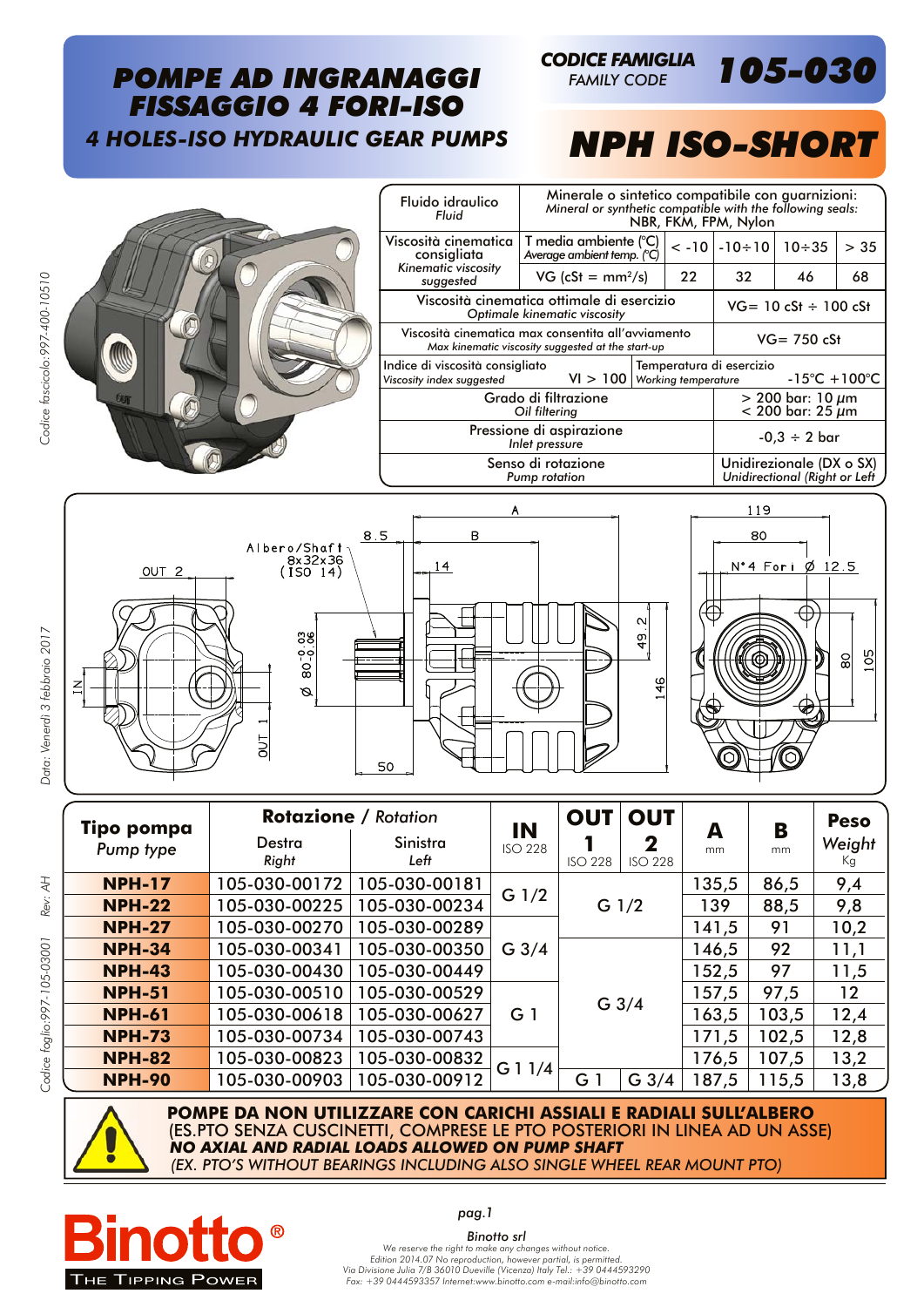# POMPE AD INGRANAGGI FISSAGGIO 4 FORI-ISO

## 4 HOLES-ISO HYDRAULIC GEAR PUMPS

**CODICE FAMIGLIA** *FAMILY CODE* **105-030**

# NPH ISO-SHORT

| Fluido idraulico *Fluid* | Minerale o sintetico compatibile con guarnizioni: *Mineral or synthetic compatible with the following seals:* NBR, FKM, FPM, Nylon | | | | |
|---|---|---|---|---|---|
| Viscosità cinematica consigliata *Kinematic viscosity suggested* | T media ambiente (°C) *Average ambient temp. (°C)* | < -10 | -10÷10 | 10÷35 | > 35 |
| | VG (cSt = mm²/s) | 22 | 32 | 46 | 68 |
| Viscosità cinematica ottimale di esercizio *Optimale kinematic viscosity* | VG= 10 cSt ÷ 100 cSt | | | | |
| Viscosità cinematica max consentita all'avviamento *Max kinematic viscosity suggested at the start-up* | VG= 750 cSt | | | | |
| Indice di viscosità consigliato *Viscosity index suggested* VI > 100 | Temperatura di esercizio *Working temperature* -15°C +100°C | | | | |
| Grado di filtrazione *Oil filtering* | > 200 bar: 10 µm < 200 bar: 25 µm | | | | |
| Pressione di aspirazione *Inlet pressure* | -0,3 ÷ 2 bar | | | | |
| Senso di rotazione *Pump rotation* | Unidirezionale (DX o SX) *Unidirectional (Right or Left* | | | | |

Albero/Shaft 8x32x36 (ISO 14)

OUT 2, IN, OUT 1, A, B, 8.5, 14, Ø 80 -0.03/-0.06, 49.2, 146, 50, 119, 80, N°4 Fori Ø 12.5, 80, 105

| Tipo pompa *Pump type* | Rotazione / *Rotation* Destra *Right* | Sinistra *Left* | IN ISO 228 | OUT 1 ISO 228 | OUT 2 ISO 228 | A mm | B mm | Peso *Weight* Kg |
|---|---|---|---|---|---|---|---|---|
| **NPH-17** | 105-030-00172 | 105-030-00181 | G 1/2 | G 1/2 | | 135,5 | 86,5 | 9,4 |
| **NPH-22** | 105-030-00225 | 105-030-00234 | | | | 139 | 88,5 | 9,8 |
| **NPH-27** | 105-030-00270 | 105-030-00289 | | | | 141,5 | 91 | 10,2 |
| **NPH-34** | 105-030-00341 | 105-030-00350 | G 3/4 | G 3/4 | | 146,5 | 92 | 11,1 |
| **NPH-43** | 105-030-00430 | 105-030-00449 | | | | 152,5 | 97 | 11,5 |
| **NPH-51** | 105-030-00510 | 105-030-00529 | G 1 | | | 157,5 | 97,5 | 12 |
| **NPH-61** | 105-030-00618 | 105-030-00627 | | | | 163,5 | 103,5 | 12,4 |
| **NPH-73** | 105-030-00734 | 105-030-00743 | | | | 171,5 | 102,5 | 12,8 |
| **NPH-82** | 105-030-00823 | 105-030-00832 | G 1 1/4 | | | 176,5 | 107,5 | 13,2 |
| **NPH-90** | 105-030-00903 | 105-030-00912 | | G 1 | G 3/4 | 187,5 | 115,5 | 13,8 |

**POMPE DA NON UTILIZZARE CON CARICHI ASSIALI E RADIALI SULL'ALBERO**
(ES.PTO SENZA CUSCINETTI, COMPRESE LE PTO POSTERIORI IN LINEA AD UN ASSE)
***NO AXIAL AND RADIAL LOADS ALLOWED ON PUMP SHAFT***
*(EX. PTO'S WITHOUT BEARINGS INCLUDING ALSO SINGLE WHEEL REAR MOUNT PTO)*

Binotto® THE TIPPING POWER

*Binotto srl*
*We reserve the right to make any changes without notice.*
*Edition 2014.07 No reproduction, however partial, is permitted.*
*Via Divisione Julia 7/B 36010 Dueville (Vicenza) Italy Tel.: +39 0444593290*
*Fax: +39 0444593357 Internet:www.binotto.com e-mail:info@binotto.com*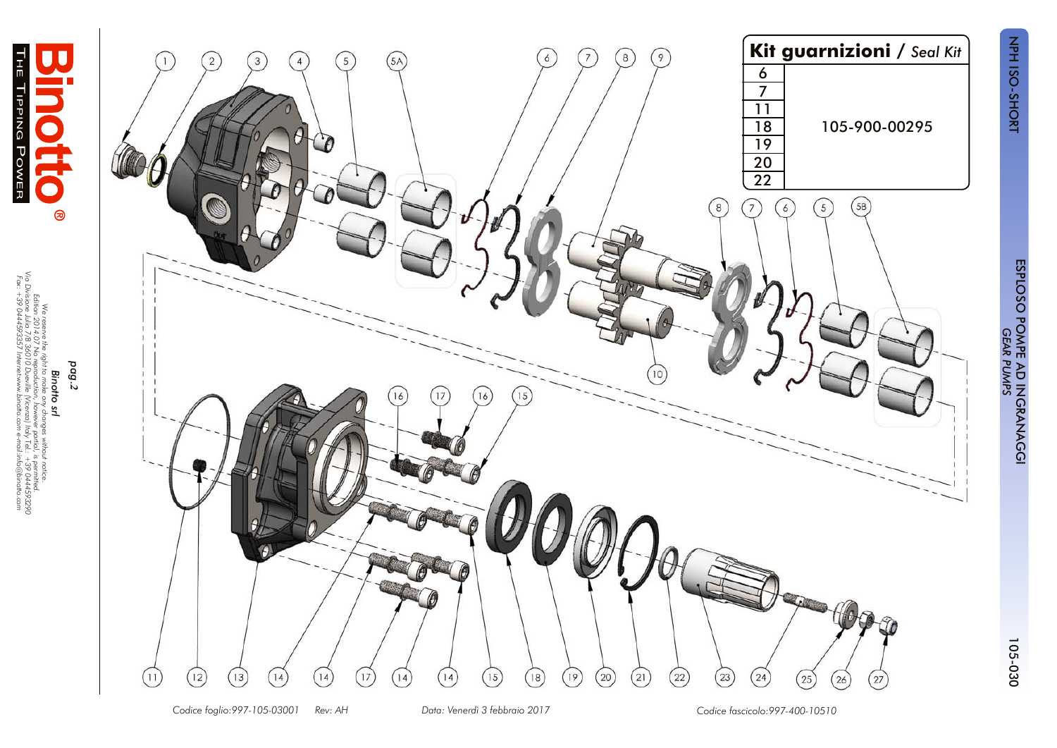# ESPLOSO POMPE AD INGRANAGGI
## GEAR PUMPS

NPH ISO-SHORT

105-030

| Kit guarnizioni / *Seal Kit* | |
|---|---|
| 6 | 105-900-00295 |
| 7 | |
| 11 | |
| 18 | |
| 19 | |
| 20 | |
| 22 | |

1 2 3 4 5 5A 6 7 8 9 8 7 6 5 5B 10 16 17 16 15 11 12 13 14 14 17 14 14 15 18 19 20 21 22 23 24 25 26 27

**Binotto** ® THE TIPPING POWER

*pag.2*

***Binotto srl***

*We reserve the right to make any changes without notice.*
*Edition 2014.07 No reproduction, however partial, is permitted.*
*Via Divisione Julia 7/B 36010 Dueville (Vicenza) Italy Tel.: +39 0444593290*
*Fax: +39 0444593357 Internet:www.binotto.com e-mail:info@binotto.com*

*Codice foglio:997-105-03001* *Rev: AH* *Data: Venerdì 3 febbraio 2017* *Codice fascicolo:997-400-10510*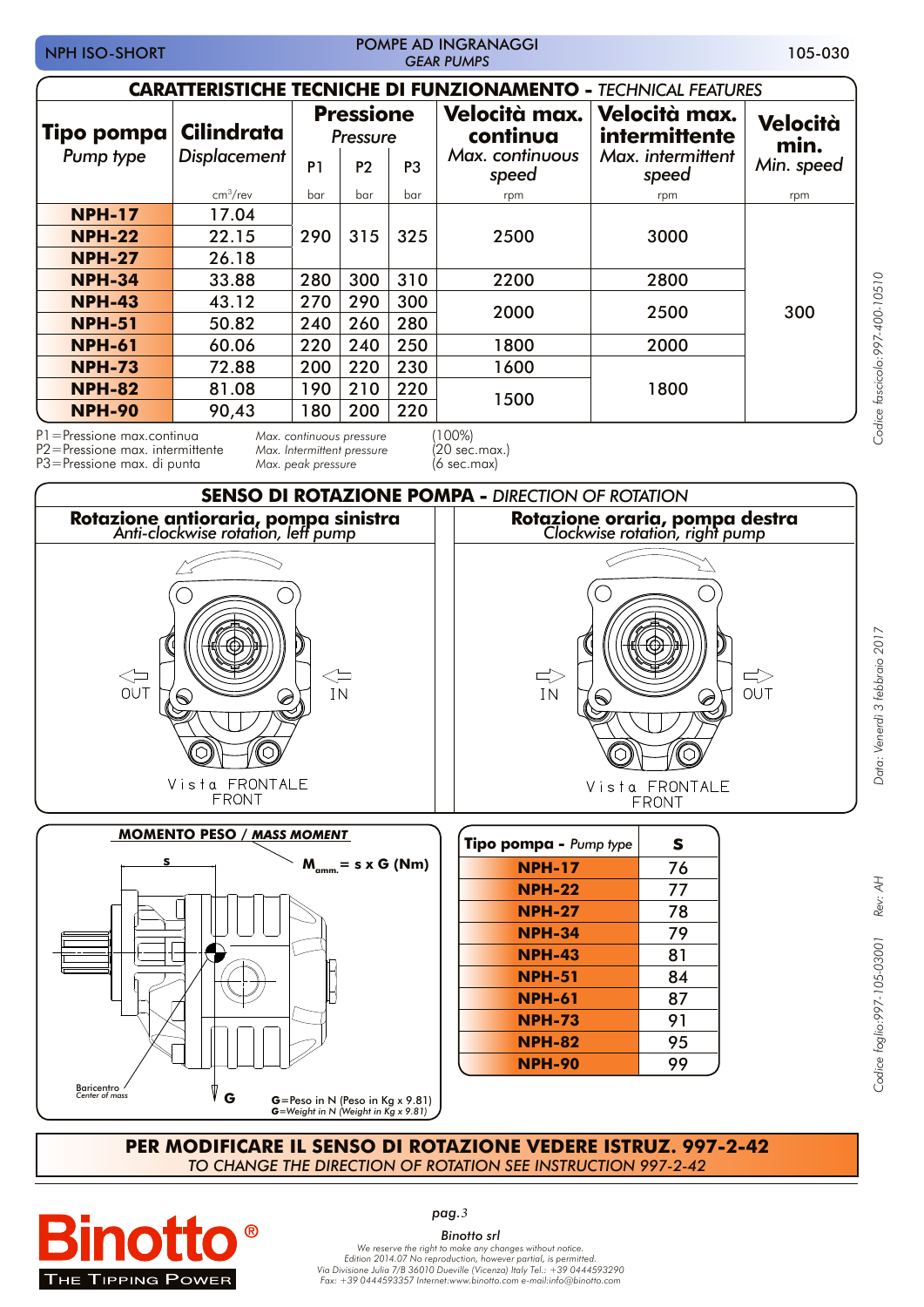## CARATTERISTICHE TECNICHE DI FUNZIONAMENTO - *TECHNICAL FEATURES*

| **Tipo pompa** *Pump type* | **Cilindrata** *Displacement* | **Pressione** *Pressure* | | | **Velocità max. continua** *Max. continuous speed* | **Velocità max. intermittente** *Max. intermittent speed* | **Velocità min.** *Min. speed* |
|---|---|---|---|---|---|---|---|
| | | P1 | P2 | P3 | | | |
| | $cm^3$/rev | bar | bar | bar | rpm | rpm | rpm |
| **NPH-17** | 17.04 | 290 | 315 | 325 | 2500 | 3000 | 300 |
| **NPH-22** | 22.15 | 290 | 315 | 325 | 2500 | 3000 | 300 |
| **NPH-27** | 26.18 | 290 | 315 | 325 | 2500 | 3000 | 300 |
| **NPH-34** | 33.88 | 280 | 300 | 310 | 2200 | 2800 | 300 |
| **NPH-43** | 43.12 | 270 | 290 | 300 | 2000 | 2500 | 300 |
| **NPH-51** | 50.82 | 240 | 260 | 280 | 2000 | 2500 | 300 |
| **NPH-61** | 60.06 | 220 | 240 | 250 | 1800 | 2000 | 300 |
| **NPH-73** | 72.88 | 200 | 220 | 230 | 1600 | 1800 | 300 |
| **NPH-82** | 81.08 | 190 | 210 | 220 | 1500 | 1800 | 300 |
| **NPH-90** | 90,43 | 180 | 200 | 220 | 1500 | 1800 | 300 |

P1=Pressione max.continua — *Max. continuous pressure* — (100%)
P2=Pressione max. intermittente — *Max. Intermittent pressure* — (20 sec.max.)
P3=Pressione max. di punta — *Max. peak pressure* — (6 sec.max)

## SENSO DI ROTAZIONE POMPA - *DIRECTION OF ROTATION*

**Rotazione antioraria, pompa sinistra**
*Anti-clockwise rotation, left pump*

OUT
IN
Vista FRONTALE
FRONT

**Rotazione oraria, pompa destra**
*Clockwise rotation, right pump*

IN
OUT
Vista FRONTALE
FRONT

### MOMENTO PESO / *MASS MOMENT*

$M_{amm.} = s \times G$ (Nm)

s

Baricentro
*Center of mass*

G

**G**=Peso in N (Peso in Kg x 9.81)
***G**=Weight in N (Weight in Kg x 9.81)*

| **Tipo pompa** - *Pump type* | **s** |
|---|---|
| **NPH-17** | 76 |
| **NPH-22** | 77 |
| **NPH-27** | 78 |
| **NPH-34** | 79 |
| **NPH-43** | 81 |
| **NPH-51** | 84 |
| **NPH-61** | 87 |
| **NPH-73** | 91 |
| **NPH-82** | 95 |
| **NPH-90** | 99 |

**PER MODIFICARE IL SENSO DI ROTAZIONE VEDERE ISTRUZ. 997-2-42**
*TO CHANGE THE DIRECTION OF ROTATION SEE INSTRUCTION 997-2-42*

Binotto®
THE TIPPING POWER

*Binotto srl*
*We reserve the right to make any changes without notice.*
*Edition 2014.07 No reproduction, however partial, is permitted.*
*Via Divisione Julia 7/B 36010 Dueville (Vicenza) Italy Tel.: +39 0444593290*
*Fax: +39 0444593357 Internet:www.binotto.com e-mail:info@binotto.com*

*Codice fascicolo:997-400-10510*
*Data: Venerdì 3 febbraio 2017*
*Codice foglio:997-105-03001 Rev: AH*